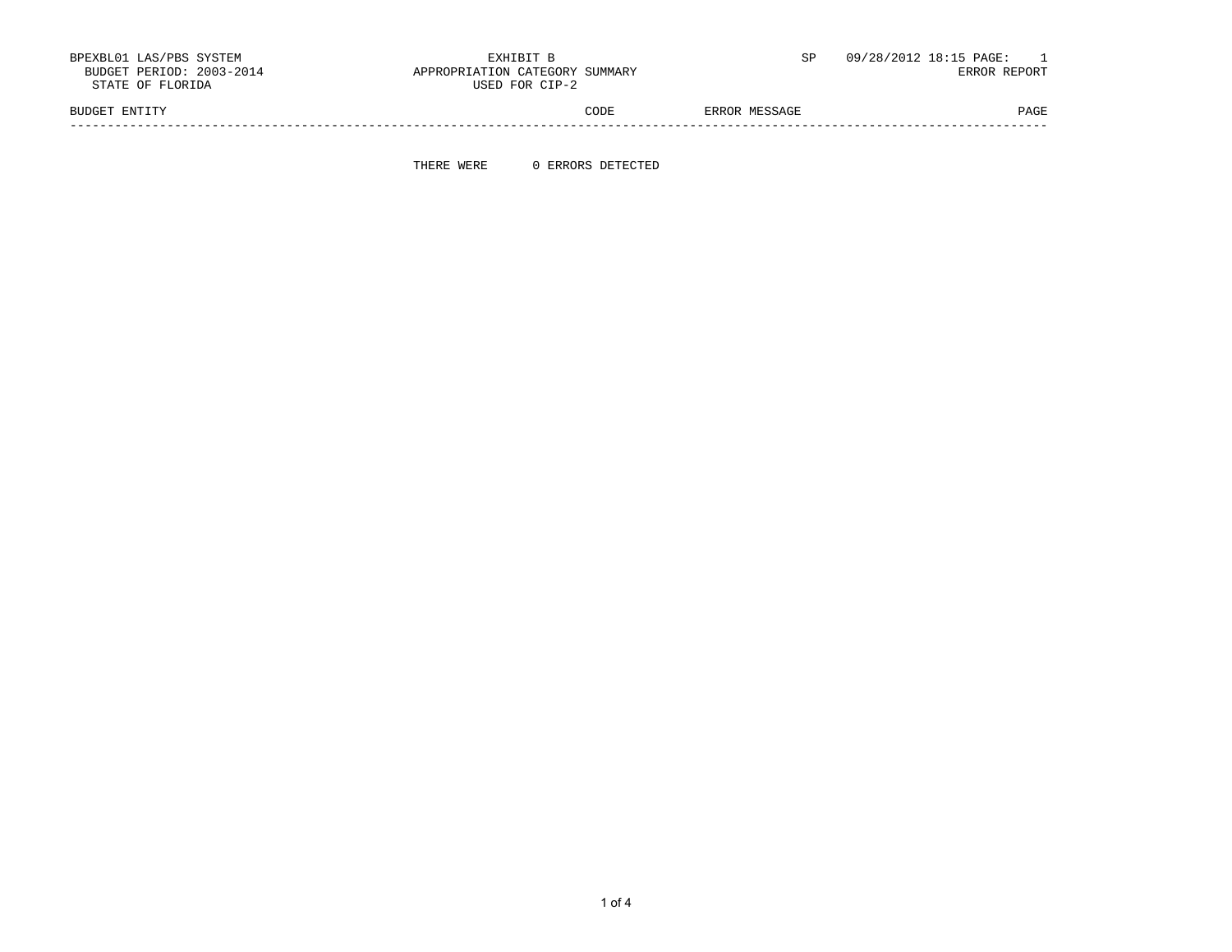BPEXBL01 LAS/PBS SYSTEM
BUDGET PERIOD: 2003-2014
STATE OF FLORIDA

EXHIBIT B
APPROPRIATION CATEGORY SUMMARY
USED FOR CIP-2

SP 09/28/2012 18:15 PAGE: 1
ERROR REPORT

| BUDGET ENTITY | CODE | ERROR MESSAGE | PAGE |
| --- | --- | --- | --- |

THERE WERE 0 ERRORS DETECTED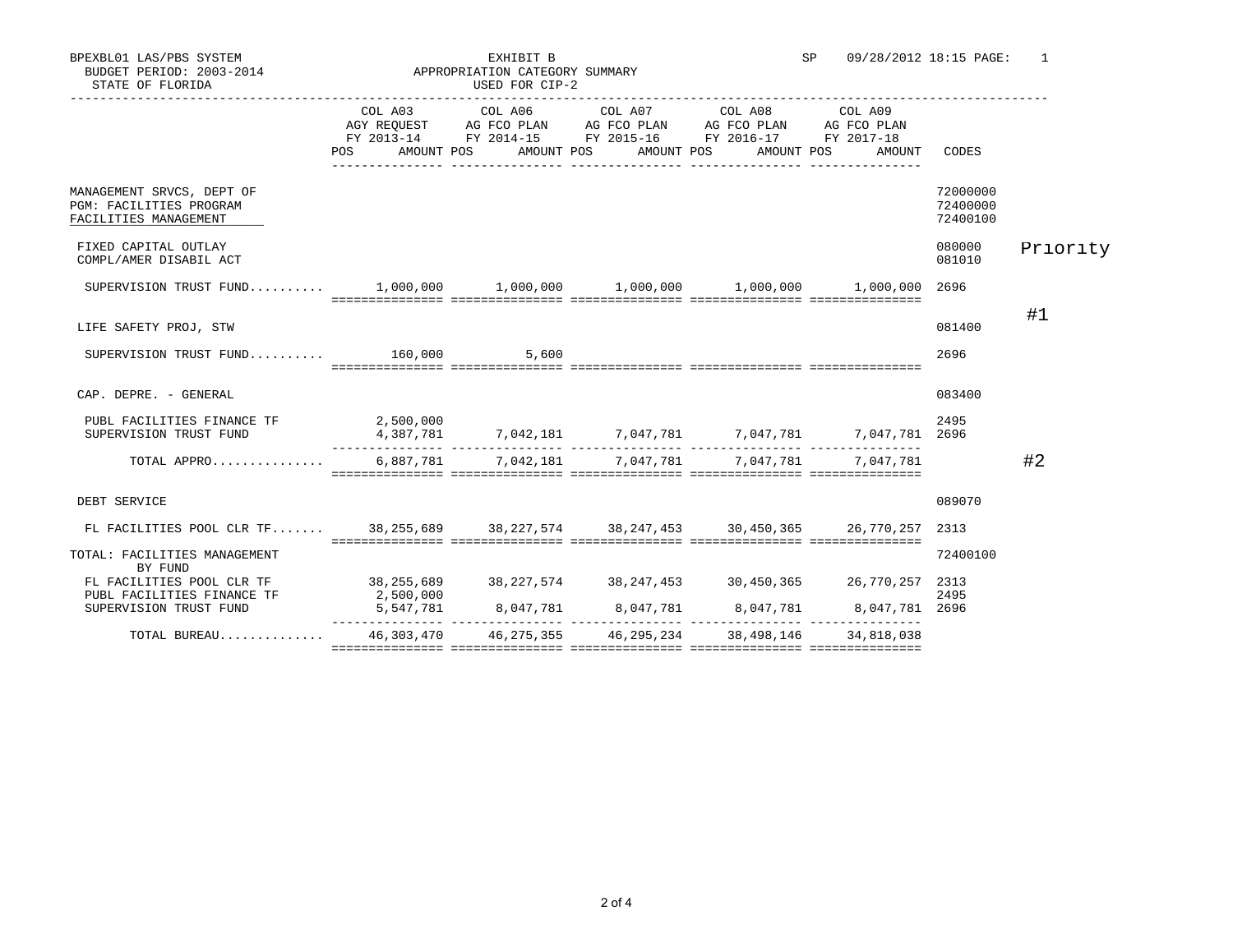BPEXBL01 LAS/PBS SYSTEM
BUDGET PERIOD: 2003-2014
STATE OF FLORIDA

EXHIBIT B
APPROPRIATION CATEGORY SUMMARY
USED FOR CIP-2

SP 09/28/2012 18:15 PAGE: 1

| | COL A03 AGY REQUEST FY 2013-14 POS AMOUNT | COL A06 AG FCO PLAN FY 2014-15 POS AMOUNT | COL A07 AG FCO PLAN FY 2015-16 POS AMOUNT | COL A08 AG FCO PLAN FY 2016-17 POS AMOUNT | COL A09 AG FCO PLAN FY 2017-18 POS AMOUNT | CODES | |
|---|---|---|---|---|---|---|---|
| MANAGEMENT SRVCS, DEPT OF | | | | | | 72000000 | |
| PGM: FACILITIES PROGRAM | | | | | | 72400000 | |
| FACILITIES MANAGEMENT | | | | | | 72400100 | |
| FIXED CAPITAL OUTLAY | | | | | | 080000 | Priority |
| COMPL/AMER DISABIL ACT | | | | | | 081010 | |
| SUPERVISION TRUST FUND.......... | 1,000,000 | 1,000,000 | 1,000,000 | 1,000,000 | 1,000,000 | 2696 | |
| LIFE SAFETY PROJ, STW | | | | | | 081400 | #1 |
| SUPERVISION TRUST FUND.......... | 160,000 | 5,600 | | | | 2696 | |
| CAP. DEPRE. - GENERAL | | | | | | 083400 | |
| PUBL FACILITIES FINANCE TF | 2,500,000 | | | | | 2495 | |
| SUPERVISION TRUST FUND | 4,387,781 | 7,042,181 | 7,047,781 | 7,047,781 | 7,047,781 | 2696 | |
| TOTAL APPRO............... | 6,887,781 | 7,042,181 | 7,047,781 | 7,047,781 | 7,047,781 | | #2 |
| DEBT SERVICE | | | | | | 089070 | |
| FL FACILITIES POOL CLR TF....... | 38,255,689 | 38,227,574 | 38,247,453 | 30,450,365 | 26,770,257 | 2313 | |
| TOTAL: FACILITIES MANAGEMENT BY FUND | | | | | | 72400100 | |
| FL FACILITIES POOL CLR TF | 38,255,689 | 38,227,574 | 38,247,453 | 30,450,365 | 26,770,257 | 2313 | |
| PUBL FACILITIES FINANCE TF | 2,500,000 | | | | | 2495 | |
| SUPERVISION TRUST FUND | 5,547,781 | 8,047,781 | 8,047,781 | 8,047,781 | 8,047,781 | 2696 | |
| TOTAL BUREAU............. | 46,303,470 | 46,275,355 | 46,295,234 | 38,498,146 | 34,818,038 | | |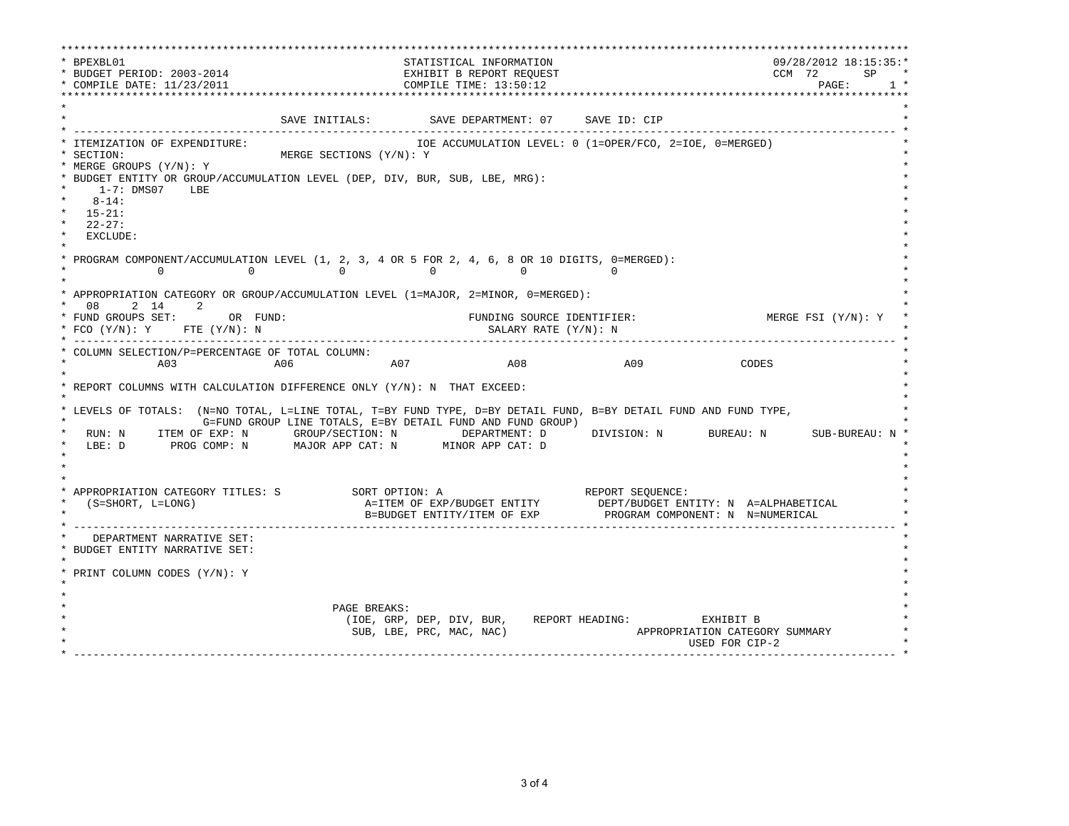```
*************************************************************************************************************************************
* BPEXBL01                                              STATISTICAL INFORMATION                                  09/28/2012 18:15:35:*
* BUDGET PERIOD: 2003-2014                              EXHIBIT B REPORT REQUEST                                 CCM 72      SP    *
* COMPILE DATE: 11/23/2011                              COMPILE TIME: 13:50:12                                             PAGE:     1 *
*************************************************************************************************************************************
*                                                                                                                                   *
*                                  SAVE INITIALS:         SAVE DEPARTMENT: 07     SAVE ID: CIP                                      *
* --------------------------------------------------------------------------------------------------------------------------------- *
* ITEMIZATION OF EXPENDITURE:                           IOE ACCUMULATION LEVEL: 0 (1=OPER/FCO, 2=IOE, 0=MERGED)                     *
* SECTION:                     MERGE SECTIONS (Y/N): Y                                                                              *
* MERGE GROUPS (Y/N): Y                                                                                                             *
* BUDGET ENTITY OR GROUP/ACCUMULATION LEVEL (DEP, DIV, BUR, SUB, LBE, MRG):                                                         *
*     1-7: DMS07    LBE                                                                                                             *
*    8-14:                                                                                                                          *
*   15-21:                                                                                                                          *
*   22-27:                                                                                                                          *
*   EXCLUDE:                                                                                                                        *
*                                                                                                                                   *
* PROGRAM COMPONENT/ACCUMULATION LEVEL (1, 2, 3, 4 OR 5 FOR 2, 4, 6, 8 OR 10 DIGITS, 0=MERGED):                                     *
*             0            0            0            0            0            0                                                    *
*                                                                                                                                   *
* APPROPRIATION CATEGORY OR GROUP/ACCUMULATION LEVEL (1=MAJOR, 2=MINOR, 0=MERGED):                                                  *
*   08     2  14     2                                                                                                              *
* FUND GROUPS SET:        OR  FUND:                            FUNDING SOURCE IDENTIFIER:                   MERGE FSI (Y/N): Y      *
* FCO (Y/N): Y     FTE (Y/N): N                                  SALARY RATE (Y/N): N                                               *
* --------------------------------------------------------------------------------------------------------------------------------- *
* COLUMN SELECTION/P=PERCENTAGE OF TOTAL COLUMN:                                                                                    *
*           A03              A06              A07              A08              A09              CODES                              *
*                                                                                                                                   *
* REPORT COLUMNS WITH CALCULATION DIFFERENCE ONLY (Y/N): N  THAT EXCEED:                                                            *
*                                                                                                                                   *
* LEVELS OF TOTALS:  (N=NO TOTAL, L=LINE TOTAL, T=BY FUND TYPE, D=BY DETAIL FUND, B=BY DETAIL FUND AND FUND TYPE,                   *
*                   G=FUND GROUP LINE TOTALS, E=BY DETAIL FUND AND FUND GROUP)                                                      *
*   RUN: N     ITEM OF EXP: N       GROUP/SECTION: N          DEPARTMENT: D       DIVISION: N       BUREAU: N       SUB-BUREAU: N   *
*   LBE: D       PROG COMP: N       MAJOR APP CAT: N       MINOR APP CAT: D                                                         *
*                                                                                                                                   *
*                                                                                                                                   *
*                                                                                                                                   *
* APPROPRIATION CATEGORY TITLES: S           SORT OPTION: A                     REPORT SEQUENCE:                                    *
*   (S=SHORT, L=LONG)                          A=ITEM OF EXP/BUDGET ENTITY         DEPT/BUDGET ENTITY: N  A=ALPHABETICAL            *
*                                              B=BUDGET ENTITY/ITEM OF EXP          PROGRAM COMPONENT: N  N=NUMERICAL               *
* --------------------------------------------------------------------------------------------------------------------------------- *
*    DEPARTMENT NARRATIVE SET:                                                                                                      *
* BUDGET ENTITY NARRATIVE SET:                                                                                                      *
*                                                                                                                                   *
* PRINT COLUMN CODES (Y/N): Y                                                                                                       *
*                                                                                                                                   *
*                                                                                                                                   *
*                                         PAGE BREAKS:                                                                              *
*                                           (IOE, GRP, DEP, DIV, BUR,    REPORT HEADING:           EXHIBIT B                        *
*                                            SUB, LBE, PRC, MAC, NAC)                    APPROPRIATION CATEGORY SUMMARY             *
*                                                                                                 USED FOR CIP-2                    *
* --------------------------------------------------------------------------------------------------------------------------------- *
```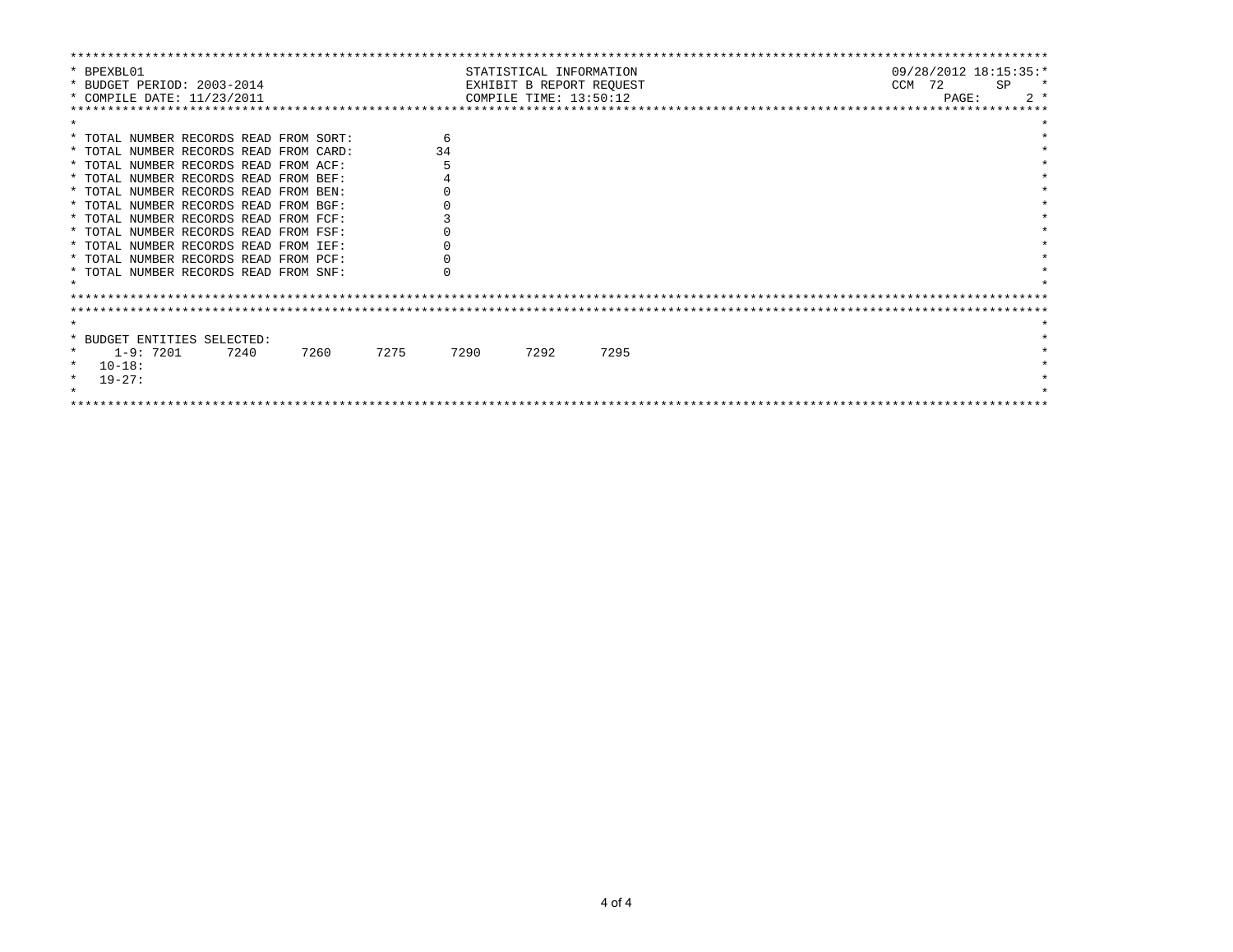```
*******************************************************************************************************************************
* BPEXBL01                                           STATISTICAL INFORMATION                               09/28/2012 18:15:35:*
* BUDGET PERIOD: 2003-2014                           EXHIBIT B REPORT REQUEST                              CCM  72      SP    *
* COMPILE DATE: 11/23/2011                           COMPILE TIME: 13:50:12                                         PAGE:    2 *
*******************************************************************************************************************************
*                                                                                                                             *
* TOTAL NUMBER RECORDS READ FROM SORT:           6                                                                            *
* TOTAL NUMBER RECORDS READ FROM CARD:          34                                                                            *
* TOTAL NUMBER RECORDS READ FROM ACF:             5                                                                            *
* TOTAL NUMBER RECORDS READ FROM BEF:             4                                                                            *
* TOTAL NUMBER RECORDS READ FROM BEN:             0                                                                            *
* TOTAL NUMBER RECORDS READ FROM BGF:             0                                                                            *
* TOTAL NUMBER RECORDS READ FROM FCF:             3                                                                            *
* TOTAL NUMBER RECORDS READ FROM FSF:             0                                                                            *
* TOTAL NUMBER RECORDS READ FROM IEF:             0                                                                            *
* TOTAL NUMBER RECORDS READ FROM PCF:             0                                                                            *
* TOTAL NUMBER RECORDS READ FROM SNF:             0                                                                            *
*                                                                                                                             *
*******************************************************************************************************************************
*******************************************************************************************************************************
*                                                                                                                             *
* BUDGET ENTITIES SELECTED:                                                                                                   *
*     1-9: 7201      7240      7260      7275      7290      7292      7295                                                   *
*   10-18:                                                                                                                    *
*   19-27:                                                                                                                    *
*                                                                                                                             *
*******************************************************************************************************************************
```